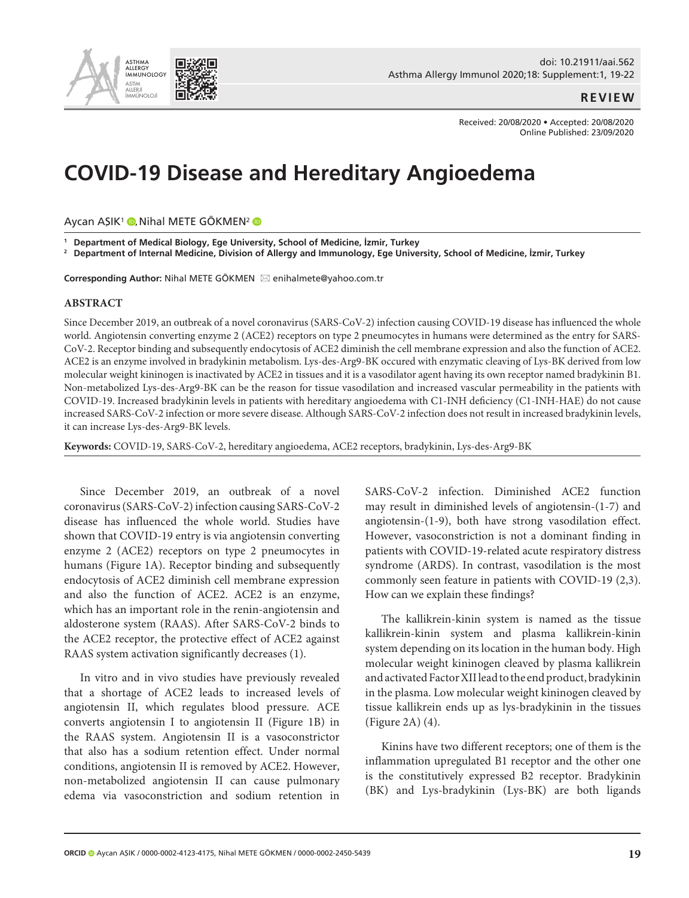**REVIEW**

Received: 20/08/2020 • Accepted: 20/08/2020
Online Published: 23/09/2020

# COVID-19 Disease and Hereditary Angioedema

Aycan AŞIK[1], Nihal METE GÖKMEN[2]

[1] **Department of Medical Biology, Ege University, School of Medicine, İzmir, Turkey**
[2] **Department of Internal Medicine, Division of Allergy and Immunology, Ege University, School of Medicine, İzmir, Turkey**

**Corresponding Author:** Nihal METE GÖKMEN ✉ enihalmete@yahoo.com.tr

## ABSTRACT

Since December 2019, an outbreak of a novel coronavirus (SARS-CoV-2) infection causing COVID-19 disease has influenced the whole world. Angiotensin converting enzyme 2 (ACE2) receptors on type 2 pneumocytes in humans were determined as the entry for SARS-CoV-2. Receptor binding and subsequently endocytosis of ACE2 diminish the cell membrane expression and also the function of ACE2. ACE2 is an enzyme involved in bradykinin metabolism. Lys-des-Arg9-BK occured with enzymatic cleaving of Lys-BK derived from low molecular weight kininogen is inactivated by ACE2 in tissues and it is a vasodilator agent having its own receptor named bradykinin B1. Non-metabolized Lys-des-Arg9-BK can be the reason for tissue vasodilation and increased vascular permeability in the patients with COVID-19. Increased bradykinin levels in patients with hereditary angioedema with C1-INH deficiency (C1-INH-HAE) do not cause increased SARS-CoV-2 infection or more severe disease. Although SARS-CoV-2 infection does not result in increased bradykinin levels, it can increase Lys-des-Arg9-BK levels.

**Keywords:** COVID-19, SARS-CoV-2, hereditary angioedema, ACE2 receptors, bradykinin, Lys-des-Arg9-BK

Since December 2019, an outbreak of a novel coronavirus (SARS-CoV-2) infection causing SARS-CoV-2 disease has influenced the whole world. Studies have shown that COVID-19 entry is via angiotensin converting enzyme 2 (ACE2) receptors on type 2 pneumocytes in humans (Figure 1A). Receptor binding and subsequently endocytosis of ACE2 diminish cell membrane expression and also the function of ACE2. ACE2 is an enzyme, which has an important role in the renin-angiotensin and aldosterone system (RAAS). After SARS-CoV-2 binds to the ACE2 receptor, the protective effect of ACE2 against RAAS system activation significantly decreases (1).

In vitro and in vivo studies have previously revealed that a shortage of ACE2 leads to increased levels of angiotensin II, which regulates blood pressure. ACE converts angiotensin I to angiotensin II (Figure 1B) in the RAAS system. Angiotensin II is a vasoconstrictor that also has a sodium retention effect. Under normal conditions, angiotensin II is removed by ACE2. However, non-metabolized angiotensin II can cause pulmonary edema via vasoconstriction and sodium retention in SARS-CoV-2 infection. Diminished ACE2 function may result in diminished levels of angiotensin-(1-7) and angiotensin-(1-9), both have strong vasodilation effect. However, vasoconstriction is not a dominant finding in patients with COVID-19-related acute respiratory distress syndrome (ARDS). In contrast, vasodilation is the most commonly seen feature in patients with COVID-19 (2,3). How can we explain these findings?

The kallikrein-kinin system is named as the tissue kallikrein-kinin system and plasma kallikrein-kinin system depending on its location in the human body. High molecular weight kininogen cleaved by plasma kallikrein and activated Factor XII lead to the end product, bradykinin in the plasma. Low molecular weight kininogen cleaved by tissue kallikrein ends up as lys-bradykinin in the tissues (Figure 2A) (4).

Kinins have two different receptors; one of them is the inflammation upregulated B1 receptor and the other one is the constitutively expressed B2 receptor. Bradykinin (BK) and Lys-bradykinin (Lys-BK) are both ligands

ORCID Aycan AŞIK / 0000-0002-4123-4175, Nihal METE GÖKMEN / 0000-0002-2450-5439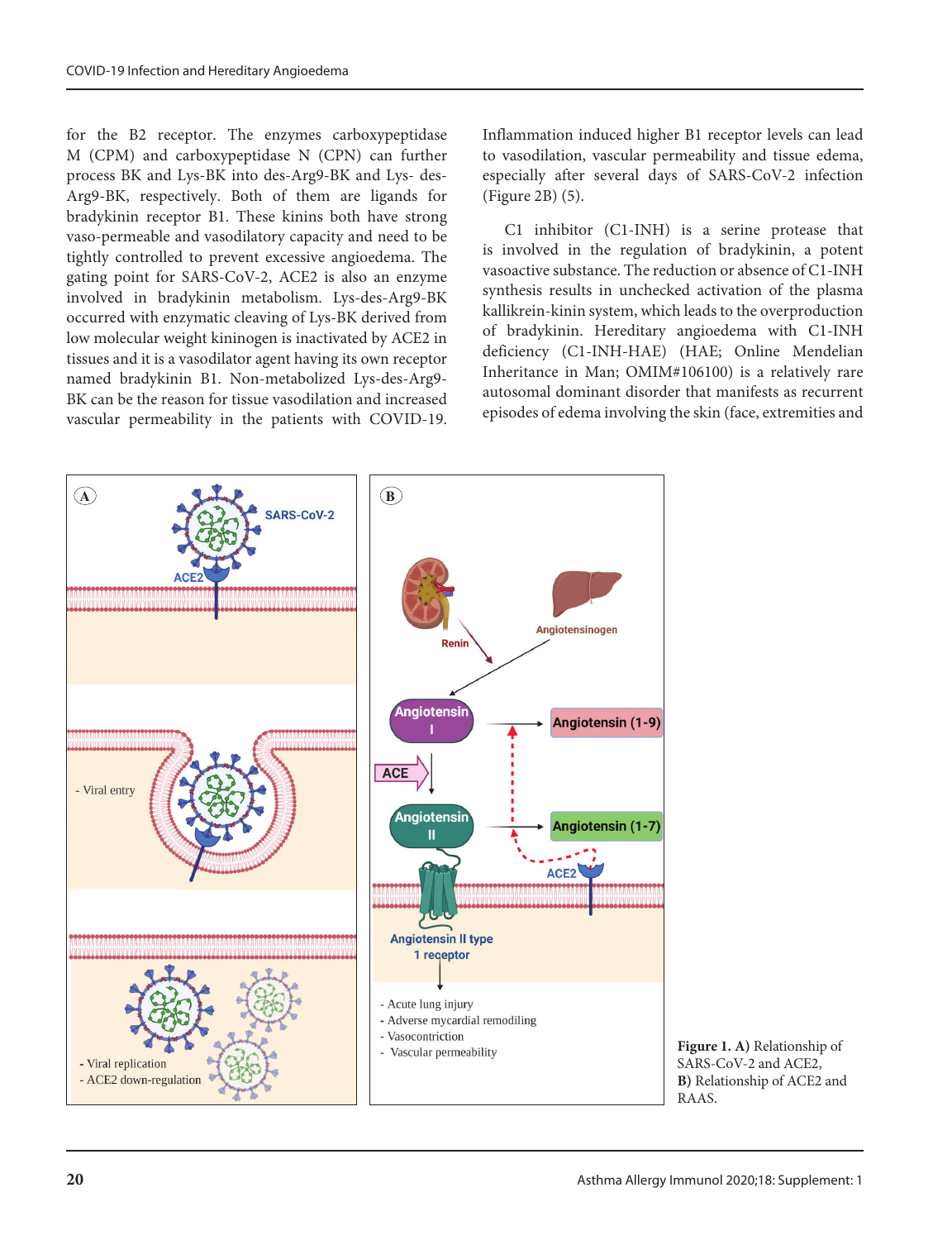for the B2 receptor. The enzymes carboxypeptidase M (CPM) and carboxypeptidase N (CPN) can further process BK and Lys-BK into des-Arg9-BK and Lys- des-Arg9-BK, respectively. Both of them are ligands for bradykinin receptor B1. These kinins both have strong vaso-permeable and vasodilatory capacity and need to be tightly controlled to prevent excessive angioedema. The gating point for SARS-CoV-2, ACE2 is also an enzyme involved in bradykinin metabolism. Lys-des-Arg9-BK occurred with enzymatic cleaving of Lys-BK derived from low molecular weight kininogen is inactivated by ACE2 in tissues and it is a vasodilator agent having its own receptor named bradykinin B1. Non-metabolized Lys-des-Arg9-BK can be the reason for tissue vasodilation and increased vascular permeability in the patients with COVID-19. Inflammation induced higher B1 receptor levels can lead to vasodilation, vascular permeability and tissue edema, especially after several days of SARS-CoV-2 infection (Figure 2B) (5).

C1 inhibitor (C1-INH) is a serine protease that is involved in the regulation of bradykinin, a potent vasoactive substance. The reduction or absence of C1-INH synthesis results in unchecked activation of the plasma kallikrein-kinin system, which leads to the overproduction of bradykinin. Hereditary angioedema with C1-INH deficiency (C1-INH-HAE) (HAE; Online Mendelian Inheritance in Man; OMIM#106100) is a relatively rare autosomal dominant disorder that manifests as recurrent episodes of edema involving the skin (face, extremities and

**Figure 1. A)** Relationship of SARS-CoV-2 and ACE2, **B)** Relationship of ACE2 and RAAS.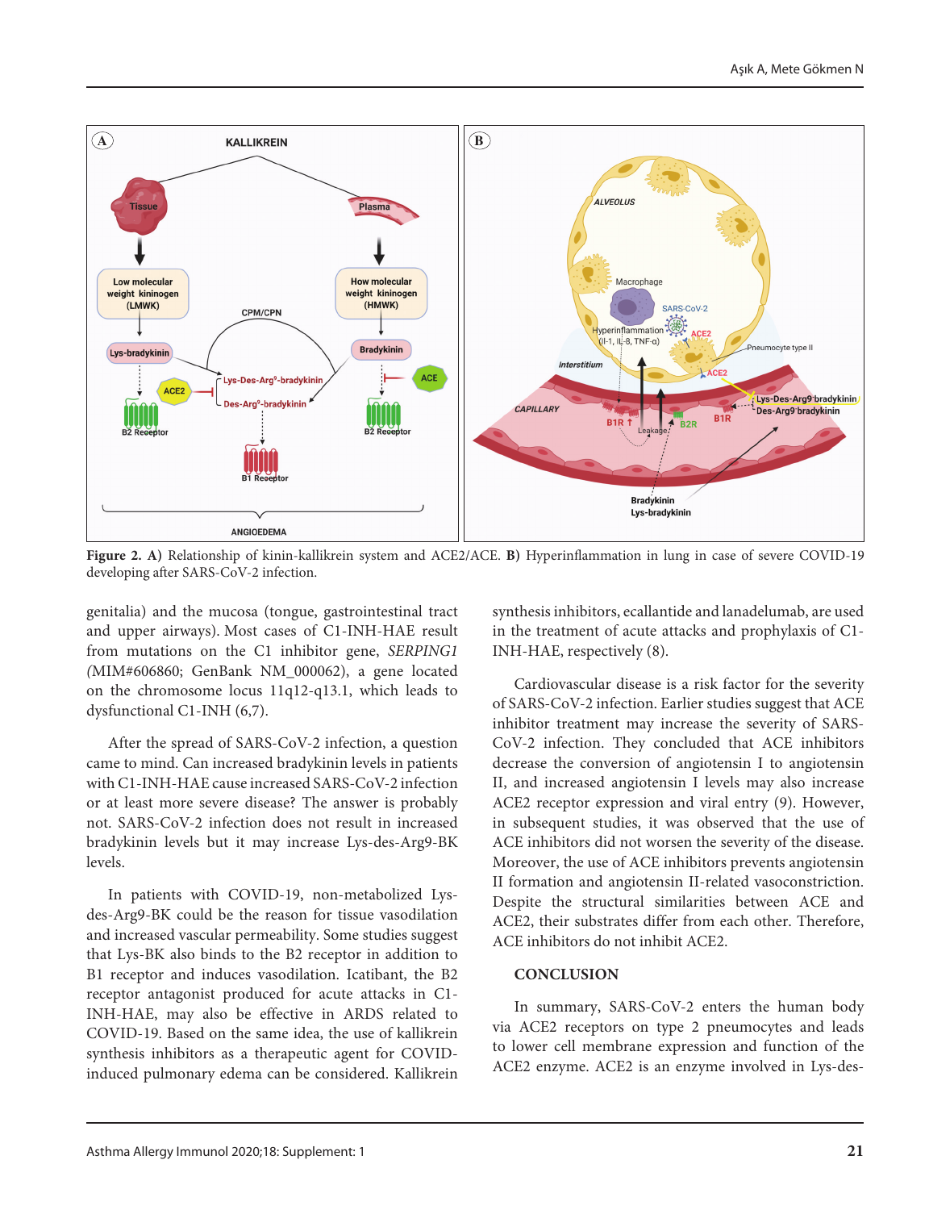Figure 2. **A)** Relationship of kinin-kallikrein system and ACE2/ACE. **B)** Hyperinflammation in lung in case of severe COVID-19 developing after SARS-CoV-2 infection.

genitalia) and the mucosa (tongue, gastrointestinal tract and upper airways). Most cases of C1-INH-HAE result from mutations on the C1 inhibitor gene, *SERPING1* (MIM#606860; GenBank NM_000062), a gene located on the chromosome locus 11q12-q13.1, which leads to dysfunctional C1-INH (6,7).

After the spread of SARS-CoV-2 infection, a question came to mind. Can increased bradykinin levels in patients with C1-INH-HAE cause increased SARS-CoV-2 infection or at least more severe disease? The answer is probably not. SARS-CoV-2 infection does not result in increased bradykinin levels but it may increase Lys-des-Arg9-BK levels.

In patients with COVID-19, non-metabolized Lys-des-Arg9-BK could be the reason for tissue vasodilation and increased vascular permeability. Some studies suggest that Lys-BK also binds to the B2 receptor in addition to B1 receptor and induces vasodilation. Icatibant, the B2 receptor antagonist produced for acute attacks in C1-INH-HAE, may also be effective in ARDS related to COVID-19. Based on the same idea, the use of kallikrein synthesis inhibitors as a therapeutic agent for COVID-induced pulmonary edema can be considered. Kallikrein synthesis inhibitors, ecallantide and lanadelumab, are used in the treatment of acute attacks and prophylaxis of C1-INH-HAE, respectively (8).

Cardiovascular disease is a risk factor for the severity of SARS-CoV-2 infection. Earlier studies suggest that ACE inhibitor treatment may increase the severity of SARS-CoV-2 infection. They concluded that ACE inhibitors decrease the conversion of angiotensin I to angiotensin II, and increased angiotensin I levels may also increase ACE2 receptor expression and viral entry (9). However, in subsequent studies, it was observed that the use of ACE inhibitors did not worsen the severity of the disease. Moreover, the use of ACE inhibitors prevents angiotensin II formation and angiotensin II-related vasoconstriction. Despite the structural similarities between ACE and ACE2, their substrates differ from each other. Therefore, ACE inhibitors do not inhibit ACE2.

## CONCLUSION

In summary, SARS-CoV-2 enters the human body via ACE2 receptors on type 2 pneumocytes and leads to lower cell membrane expression and function of the ACE2 enzyme. ACE2 is an enzyme involved in Lys-des-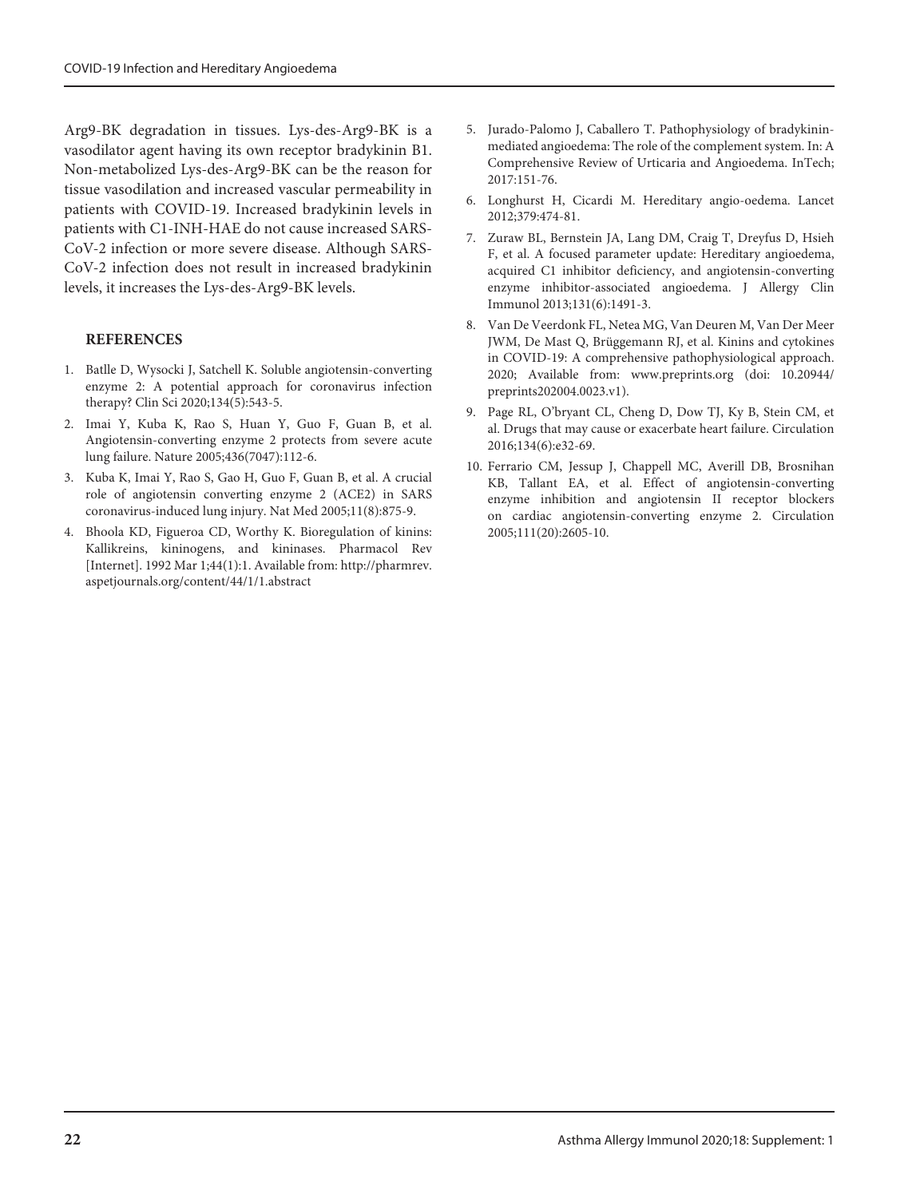Arg9-BK degradation in tissues. Lys-des-Arg9-BK is a vasodilator agent having its own receptor bradykinin B1. Non-metabolized Lys-des-Arg9-BK can be the reason for tissue vasodilation and increased vascular permeability in patients with COVID-19. Increased bradykinin levels in patients with C1-INH-HAE do not cause increased SARS-CoV-2 infection or more severe disease. Although SARS-CoV-2 infection does not result in increased bradykinin levels, it increases the Lys-des-Arg9-BK levels.

## REFERENCES

1. Batlle D, Wysocki J, Satchell K. Soluble angiotensin-converting enzyme 2: A potential approach for coronavirus infection therapy? Clin Sci 2020;134(5):543-5.
2. Imai Y, Kuba K, Rao S, Huan Y, Guo F, Guan B, et al. Angiotensin-converting enzyme 2 protects from severe acute lung failure. Nature 2005;436(7047):112-6.
3. Kuba K, Imai Y, Rao S, Gao H, Guo F, Guan B, et al. A crucial role of angiotensin converting enzyme 2 (ACE2) in SARS coronavirus-induced lung injury. Nat Med 2005;11(8):875-9.
4. Bhoola KD, Figueroa CD, Worthy K. Bioregulation of kinins: Kallikreins, kininogens, and kininases. Pharmacol Rev [Internet]. 1992 Mar 1;44(1):1. Available from: http://pharmrev.aspetjournals.org/content/44/1/1.abstract
5. Jurado-Palomo J, Caballero T. Pathophysiology of bradykinin-mediated angioedema: The role of the complement system. In: A Comprehensive Review of Urticaria and Angioedema. InTech; 2017:151-76.
6. Longhurst H, Cicardi M. Hereditary angio-oedema. Lancet 2012;379:474-81.
7. Zuraw BL, Bernstein JA, Lang DM, Craig T, Dreyfus D, Hsieh F, et al. A focused parameter update: Hereditary angioedema, acquired C1 inhibitor deficiency, and angiotensin-converting enzyme inhibitor-associated angioedema. J Allergy Clin Immunol 2013;131(6):1491-3.
8. Van De Veerdonk FL, Netea MG, Van Deuren M, Van Der Meer JWM, De Mast Q, Brüggemann RJ, et al. Kinins and cytokines in COVID-19: A comprehensive pathophysiological approach. 2020; Available from: www.preprints.org (doi: 10.20944/preprints202004.0023.v1).
9. Page RL, O'bryant CL, Cheng D, Dow TJ, Ky B, Stein CM, et al. Drugs that may cause or exacerbate heart failure. Circulation 2016;134(6):e32-69.
10. Ferrario CM, Jessup J, Chappell MC, Averill DB, Brosnihan KB, Tallant EA, et al. Effect of angiotensin-converting enzyme inhibition and angiotensin II receptor blockers on cardiac angiotensin-converting enzyme 2. Circulation 2005;111(20):2605-10.